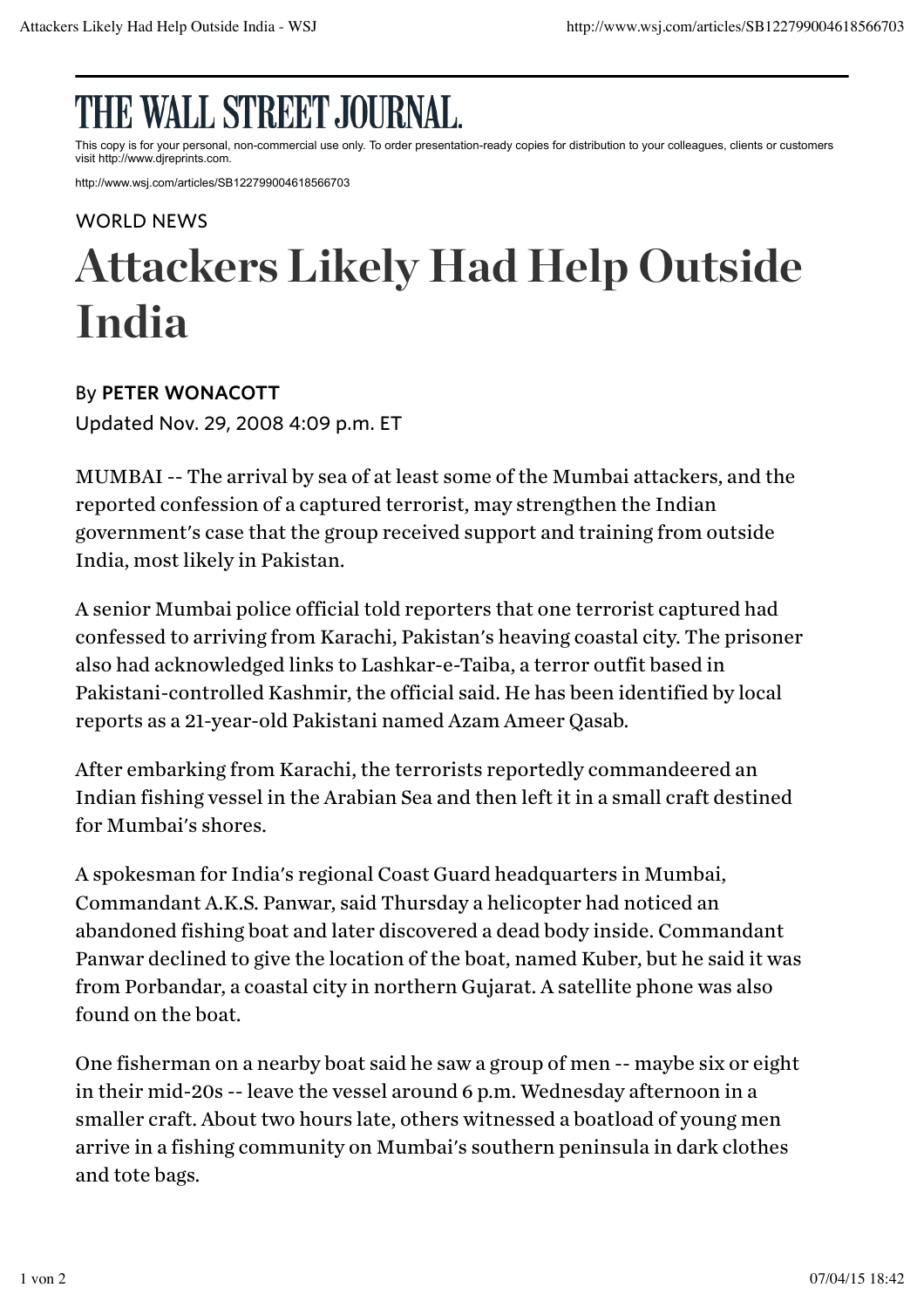# THE WALL STREET JOURNAL.

This copy is for your personal, non-commercial use only. To order presentation-ready copies for distribution to your colleagues, clients or customers visit http://www.djreprints.com.

http://www.wsj.com/articles/SB122799004618566703

WORLD NEWS

## Attackers Likely Had Help Outside India

By **PETER WONACOTT**

Updated Nov. 29, 2008 4:09 p.m. ET

MUMBAI -- The arrival by sea of at least some of the Mumbai attackers, and the reported confession of a captured terrorist, may strengthen the Indian government's case that the group received support and training from outside India, most likely in Pakistan.

A senior Mumbai police official told reporters that one terrorist captured had confessed to arriving from Karachi, Pakistan's heaving coastal city. The prisoner also had acknowledged links to Lashkar-e-Taiba, a terror outfit based in Pakistani-controlled Kashmir, the official said. He has been identified by local reports as a 21-year-old Pakistani named Azam Ameer Qasab.

After embarking from Karachi, the terrorists reportedly commandeered an Indian fishing vessel in the Arabian Sea and then left it in a small craft destined for Mumbai's shores.

A spokesman for India's regional Coast Guard headquarters in Mumbai, Commandant A.K.S. Panwar, said Thursday a helicopter had noticed an abandoned fishing boat and later discovered a dead body inside. Commandant Panwar declined to give the location of the boat, named Kuber, but he said it was from Porbandar, a coastal city in northern Gujarat. A satellite phone was also found on the boat.

One fisherman on a nearby boat said he saw a group of men -- maybe six or eight in their mid-20s -- leave the vessel around 6 p.m. Wednesday afternoon in a smaller craft. About two hours late, others witnessed a boatload of young men arrive in a fishing community on Mumbai's southern peninsula in dark clothes and tote bags.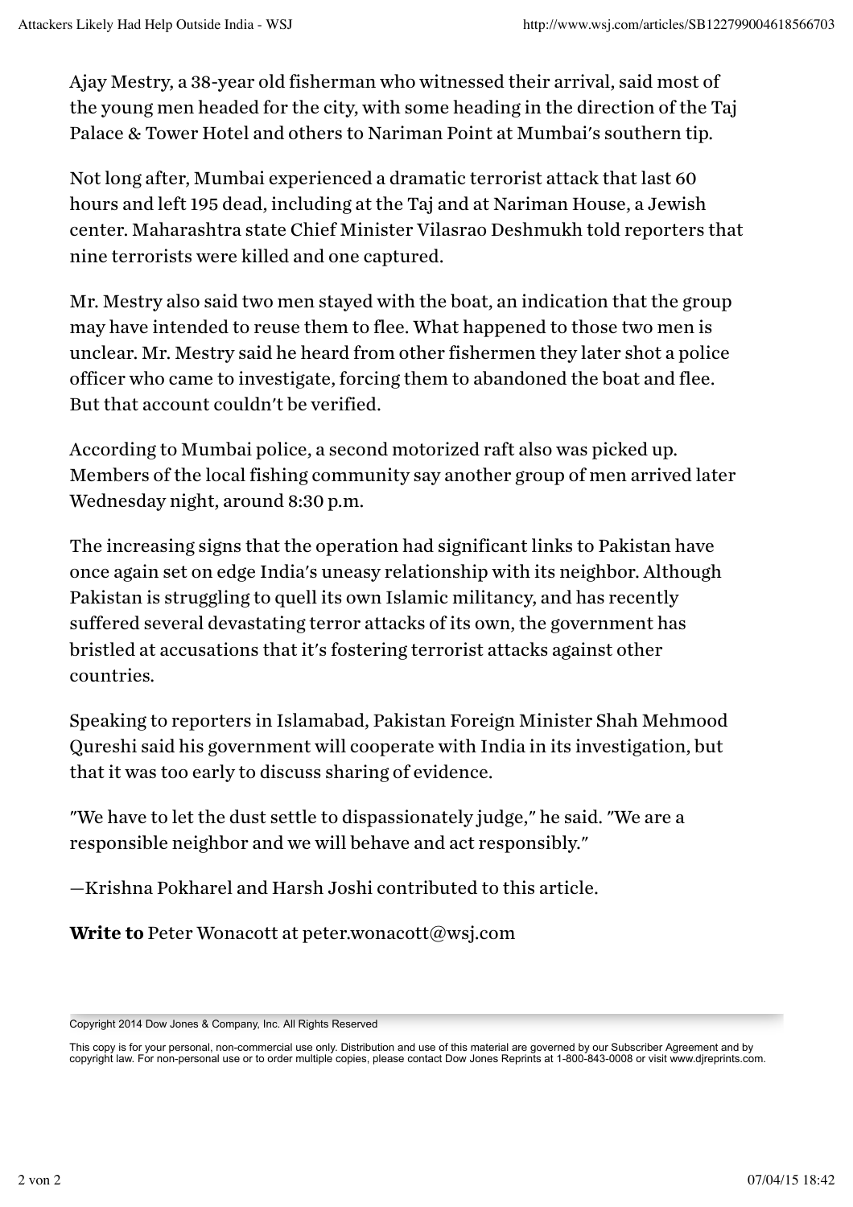Ajay Mestry, a 38-year old fisherman who witnessed their arrival, said most of the young men headed for the city, with some heading in the direction of the Taj Palace & Tower Hotel and others to Nariman Point at Mumbai's southern tip.

Not long after, Mumbai experienced a dramatic terrorist attack that last 60 hours and left 195 dead, including at the Taj and at Nariman House, a Jewish center. Maharashtra state Chief Minister Vilasrao Deshmukh told reporters that nine terrorists were killed and one captured.

Mr. Mestry also said two men stayed with the boat, an indication that the group may have intended to reuse them to flee. What happened to those two men is unclear. Mr. Mestry said he heard from other fishermen they later shot a police officer who came to investigate, forcing them to abandoned the boat and flee. But that account couldn't be verified.

According to Mumbai police, a second motorized raft also was picked up. Members of the local fishing community say another group of men arrived later Wednesday night, around 8:30 p.m.

The increasing signs that the operation had significant links to Pakistan have once again set on edge India's uneasy relationship with its neighbor. Although Pakistan is struggling to quell its own Islamic militancy, and has recently suffered several devastating terror attacks of its own, the government has bristled at accusations that it's fostering terrorist attacks against other countries.

Speaking to reporters in Islamabad, Pakistan Foreign Minister Shah Mehmood Qureshi said his government will cooperate with India in its investigation, but that it was too early to discuss sharing of evidence.

"We have to let the dust settle to dispassionately judge," he said. "We are a responsible neighbor and we will behave and act responsibly."

—Krishna Pokharel and Harsh Joshi contributed to this article.

**Write to** Peter Wonacott at peter.wonacott@wsj.com

Copyright 2014 Dow Jones & Company, Inc. All Rights Reserved

This copy is for your personal, non-commercial use only. Distribution and use of this material are governed by our Subscriber Agreement and by copyright law. For non-personal use or to order multiple copies, please contact Dow Jones Reprints at 1-800-843-0008 or visit www.djreprints.com.